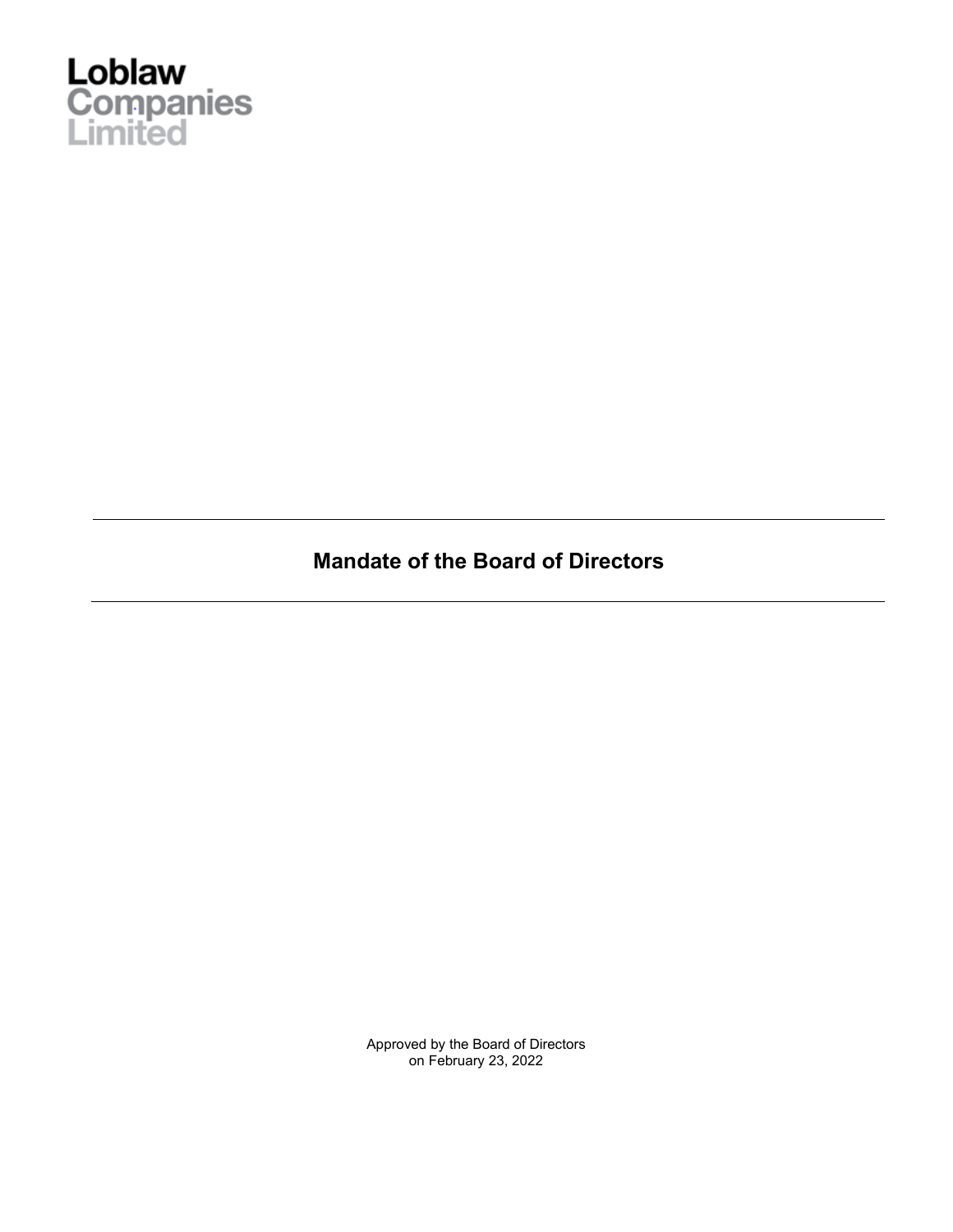Loblaw
Companies
Limited

---

# Mandate of the Board of Directors

---

Approved by the Board of Directors
on February 23, 2022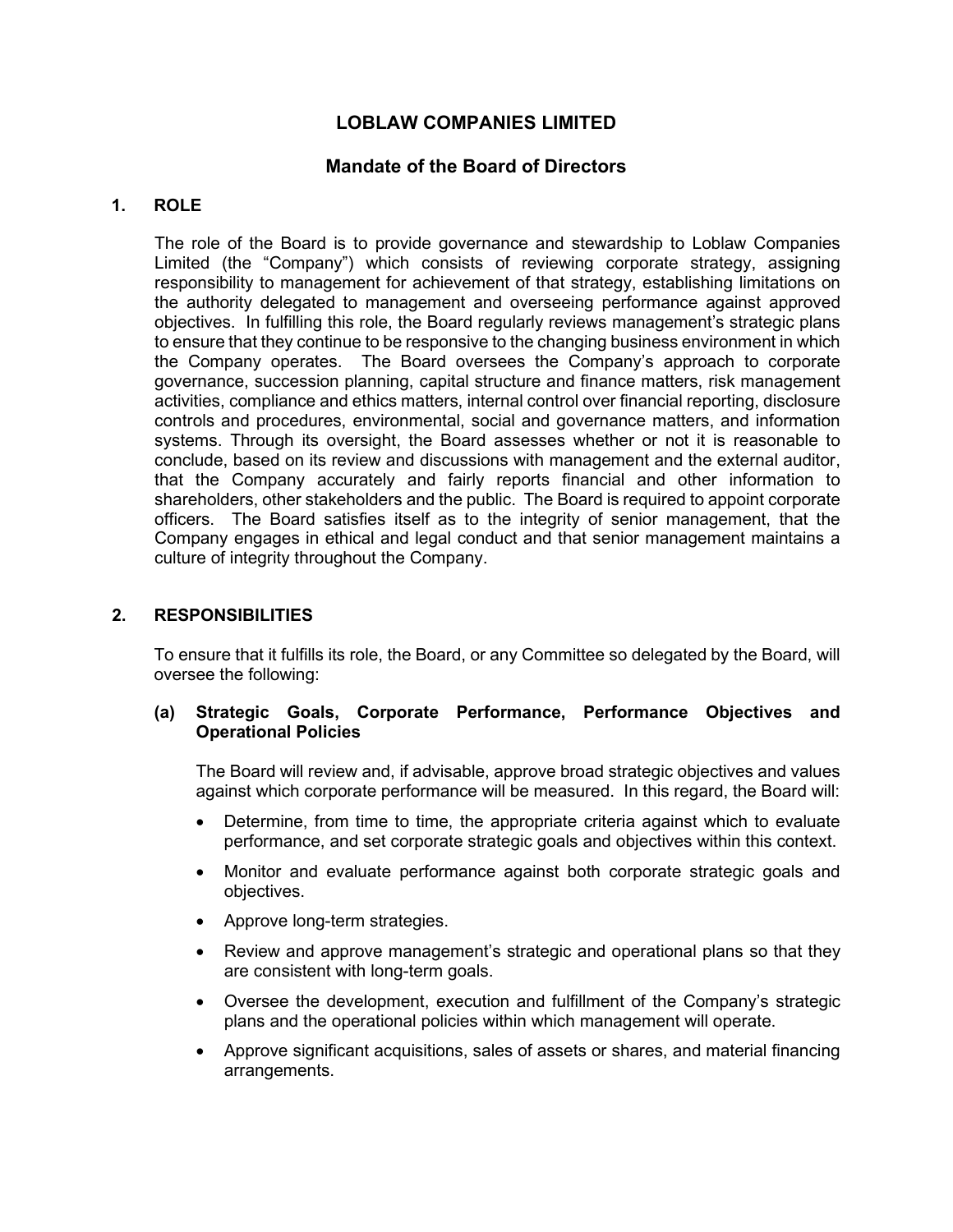# LOBLAW COMPANIES LIMITED

## Mandate of the Board of Directors

### 1. ROLE

The role of the Board is to provide governance and stewardship to Loblaw Companies Limited (the "Company") which consists of reviewing corporate strategy, assigning responsibility to management for achievement of that strategy, establishing limitations on the authority delegated to management and overseeing performance against approved objectives. In fulfilling this role, the Board regularly reviews management's strategic plans to ensure that they continue to be responsive to the changing business environment in which the Company operates. The Board oversees the Company's approach to corporate governance, succession planning, capital structure and finance matters, risk management activities, compliance and ethics matters, internal control over financial reporting, disclosure controls and procedures, environmental, social and governance matters, and information systems. Through its oversight, the Board assesses whether or not it is reasonable to conclude, based on its review and discussions with management and the external auditor, that the Company accurately and fairly reports financial and other information to shareholders, other stakeholders and the public. The Board is required to appoint corporate officers. The Board satisfies itself as to the integrity of senior management, that the Company engages in ethical and legal conduct and that senior management maintains a culture of integrity throughout the Company.

### 2. RESPONSIBILITIES

To ensure that it fulfills its role, the Board, or any Committee so delegated by the Board, will oversee the following:

#### (a) Strategic Goals, Corporate Performance, Performance Objectives and Operational Policies

The Board will review and, if advisable, approve broad strategic objectives and values against which corporate performance will be measured. In this regard, the Board will:

- Determine, from time to time, the appropriate criteria against which to evaluate performance, and set corporate strategic goals and objectives within this context.
- Monitor and evaluate performance against both corporate strategic goals and objectives.
- Approve long-term strategies.
- Review and approve management's strategic and operational plans so that they are consistent with long-term goals.
- Oversee the development, execution and fulfillment of the Company's strategic plans and the operational policies within which management will operate.
- Approve significant acquisitions, sales of assets or shares, and material financing arrangements.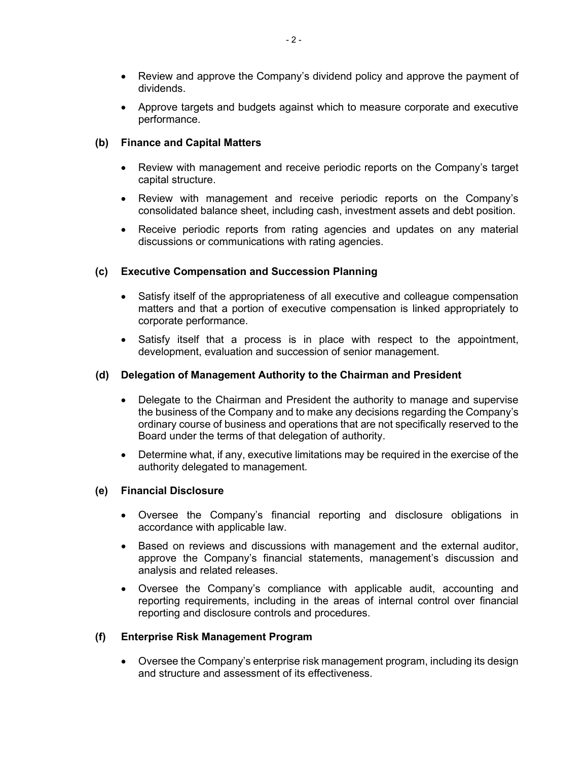- Review and approve the Company's dividend policy and approve the payment of dividends.
- Approve targets and budgets against which to measure corporate and executive performance.

**(b) Finance and Capital Matters**

- Review with management and receive periodic reports on the Company's target capital structure.
- Review with management and receive periodic reports on the Company's consolidated balance sheet, including cash, investment assets and debt position.
- Receive periodic reports from rating agencies and updates on any material discussions or communications with rating agencies.

**(c) Executive Compensation and Succession Planning**

- Satisfy itself of the appropriateness of all executive and colleague compensation matters and that a portion of executive compensation is linked appropriately to corporate performance.
- Satisfy itself that a process is in place with respect to the appointment, development, evaluation and succession of senior management.

**(d) Delegation of Management Authority to the Chairman and President**

- Delegate to the Chairman and President the authority to manage and supervise the business of the Company and to make any decisions regarding the Company's ordinary course of business and operations that are not specifically reserved to the Board under the terms of that delegation of authority.
- Determine what, if any, executive limitations may be required in the exercise of the authority delegated to management.

**(e) Financial Disclosure**

- Oversee the Company's financial reporting and disclosure obligations in accordance with applicable law.
- Based on reviews and discussions with management and the external auditor, approve the Company's financial statements, management's discussion and analysis and related releases.
- Oversee the Company's compliance with applicable audit, accounting and reporting requirements, including in the areas of internal control over financial reporting and disclosure controls and procedures.

**(f) Enterprise Risk Management Program**

- Oversee the Company's enterprise risk management program, including its design and structure and assessment of its effectiveness.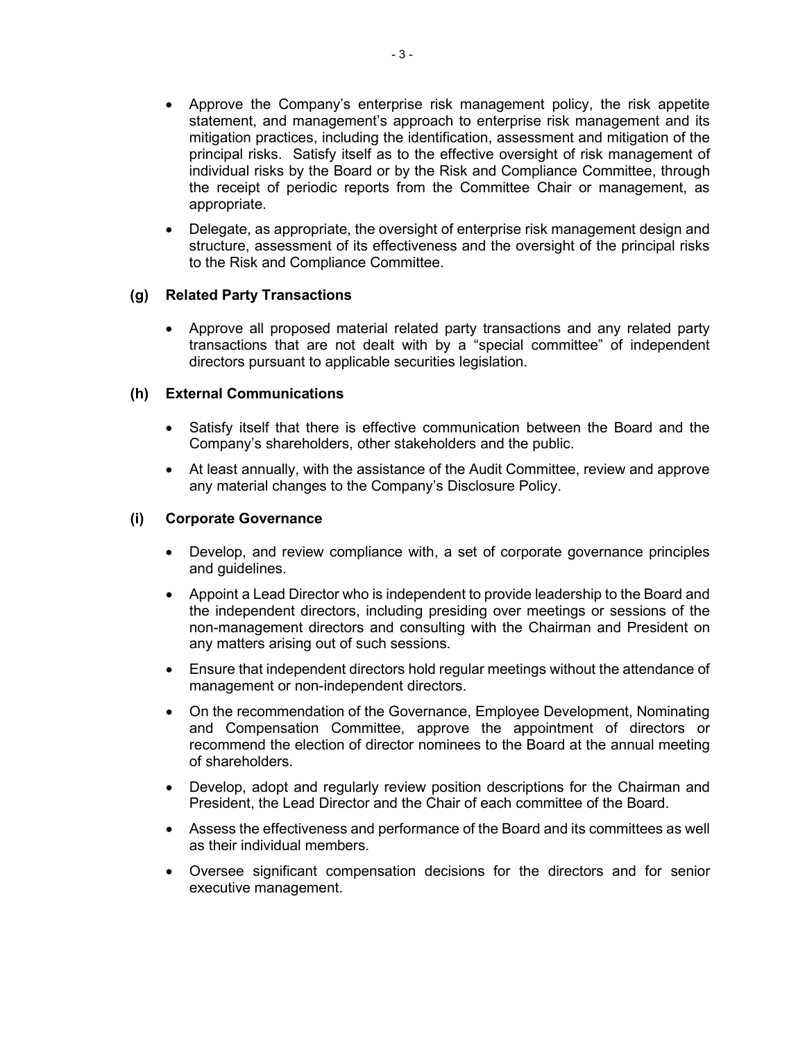- Approve the Company's enterprise risk management policy, the risk appetite statement, and management's approach to enterprise risk management and its mitigation practices, including the identification, assessment and mitigation of the principal risks. Satisfy itself as to the effective oversight of risk management of individual risks by the Board or by the Risk and Compliance Committee, through the receipt of periodic reports from the Committee Chair or management, as appropriate.
- Delegate, as appropriate, the oversight of enterprise risk management design and structure, assessment of its effectiveness and the oversight of the principal risks to the Risk and Compliance Committee.

**(g) Related Party Transactions**

- Approve all proposed material related party transactions and any related party transactions that are not dealt with by a "special committee" of independent directors pursuant to applicable securities legislation.

**(h) External Communications**

- Satisfy itself that there is effective communication between the Board and the Company's shareholders, other stakeholders and the public.
- At least annually, with the assistance of the Audit Committee, review and approve any material changes to the Company's Disclosure Policy.

**(i) Corporate Governance**

- Develop, and review compliance with, a set of corporate governance principles and guidelines.
- Appoint a Lead Director who is independent to provide leadership to the Board and the independent directors, including presiding over meetings or sessions of the non-management directors and consulting with the Chairman and President on any matters arising out of such sessions.
- Ensure that independent directors hold regular meetings without the attendance of management or non-independent directors.
- On the recommendation of the Governance, Employee Development, Nominating and Compensation Committee, approve the appointment of directors or recommend the election of director nominees to the Board at the annual meeting of shareholders.
- Develop, adopt and regularly review position descriptions for the Chairman and President, the Lead Director and the Chair of each committee of the Board.
- Assess the effectiveness and performance of the Board and its committees as well as their individual members.
- Oversee significant compensation decisions for the directors and for senior executive management.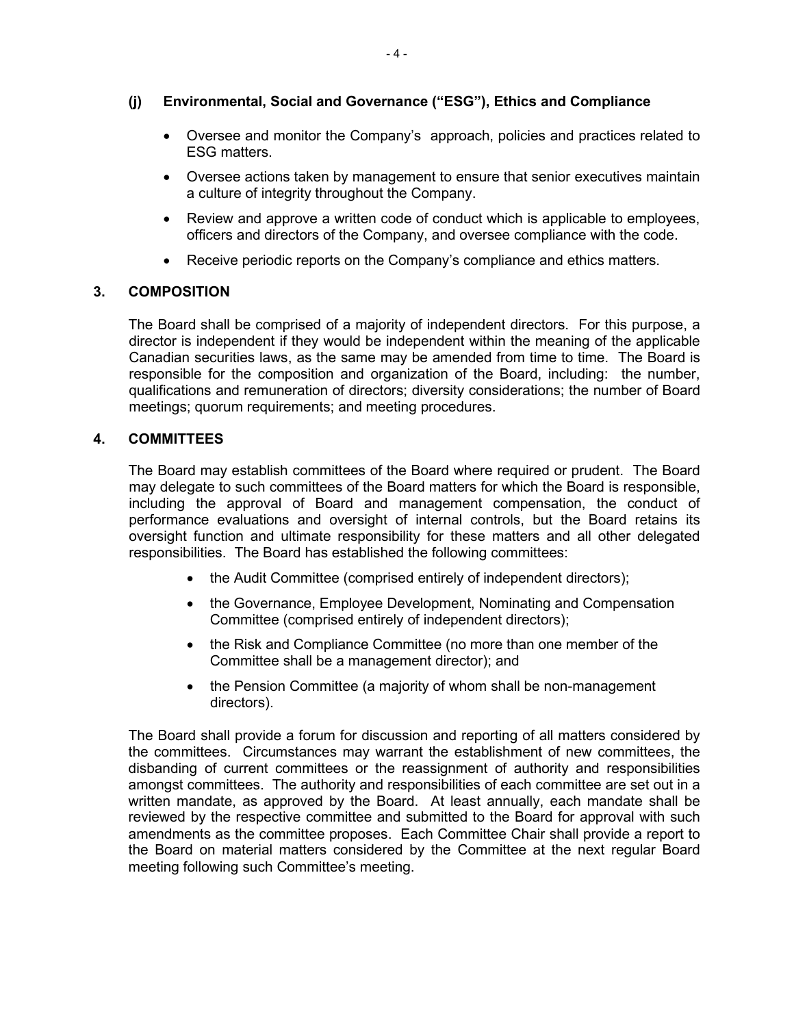### (j) Environmental, Social and Governance ("ESG"), Ethics and Compliance

- Oversee and monitor the Company's approach, policies and practices related to ESG matters.
- Oversee actions taken by management to ensure that senior executives maintain a culture of integrity throughout the Company.
- Review and approve a written code of conduct which is applicable to employees, officers and directors of the Company, and oversee compliance with the code.
- Receive periodic reports on the Company's compliance and ethics matters.

## 3. COMPOSITION

The Board shall be comprised of a majority of independent directors. For this purpose, a director is independent if they would be independent within the meaning of the applicable Canadian securities laws, as the same may be amended from time to time. The Board is responsible for the composition and organization of the Board, including: the number, qualifications and remuneration of directors; diversity considerations; the number of Board meetings; quorum requirements; and meeting procedures.

## 4. COMMITTEES

The Board may establish committees of the Board where required or prudent. The Board may delegate to such committees of the Board matters for which the Board is responsible, including the approval of Board and management compensation, the conduct of performance evaluations and oversight of internal controls, but the Board retains its oversight function and ultimate responsibility for these matters and all other delegated responsibilities. The Board has established the following committees:

- the Audit Committee (comprised entirely of independent directors);
- the Governance, Employee Development, Nominating and Compensation Committee (comprised entirely of independent directors);
- the Risk and Compliance Committee (no more than one member of the Committee shall be a management director); and
- the Pension Committee (a majority of whom shall be non-management directors).

The Board shall provide a forum for discussion and reporting of all matters considered by the committees. Circumstances may warrant the establishment of new committees, the disbanding of current committees or the reassignment of authority and responsibilities amongst committees. The authority and responsibilities of each committee are set out in a written mandate, as approved by the Board. At least annually, each mandate shall be reviewed by the respective committee and submitted to the Board for approval with such amendments as the committee proposes. Each Committee Chair shall provide a report to the Board on material matters considered by the Committee at the next regular Board meeting following such Committee's meeting.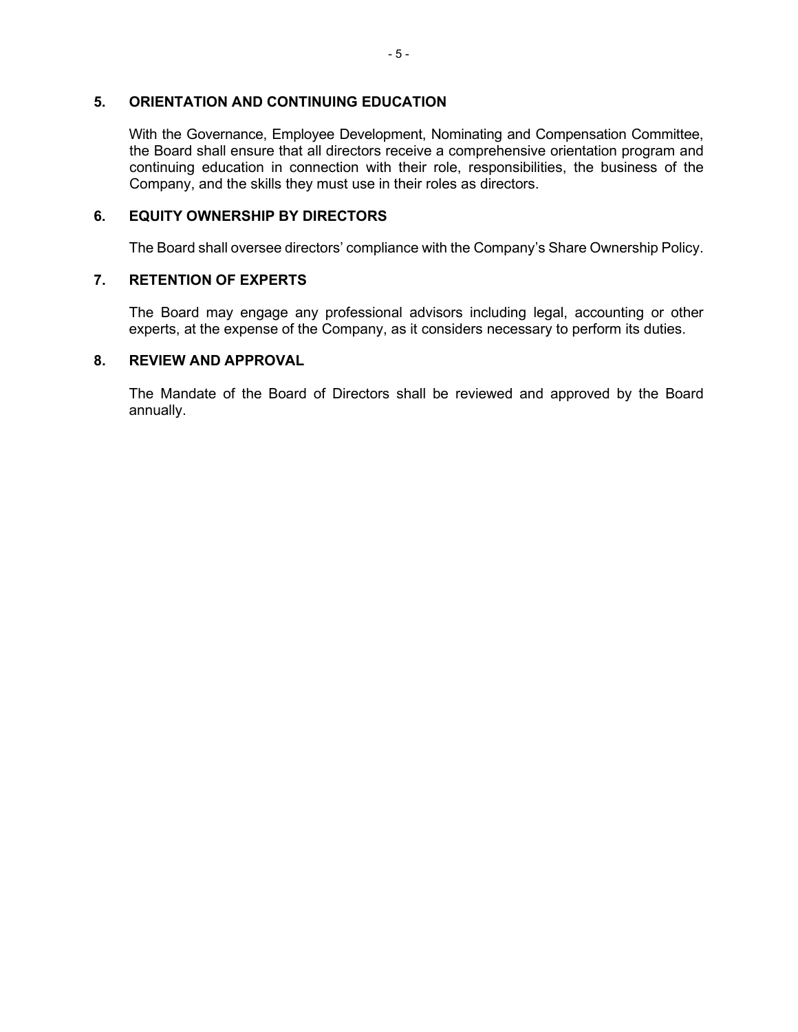## 5. ORIENTATION AND CONTINUING EDUCATION

With the Governance, Employee Development, Nominating and Compensation Committee, the Board shall ensure that all directors receive a comprehensive orientation program and continuing education in connection with their role, responsibilities, the business of the Company, and the skills they must use in their roles as directors.

## 6. EQUITY OWNERSHIP BY DIRECTORS

The Board shall oversee directors' compliance with the Company's Share Ownership Policy.

## 7. RETENTION OF EXPERTS

The Board may engage any professional advisors including legal, accounting or other experts, at the expense of the Company, as it considers necessary to perform its duties.

## 8. REVIEW AND APPROVAL

The Mandate of the Board of Directors shall be reviewed and approved by the Board annually.